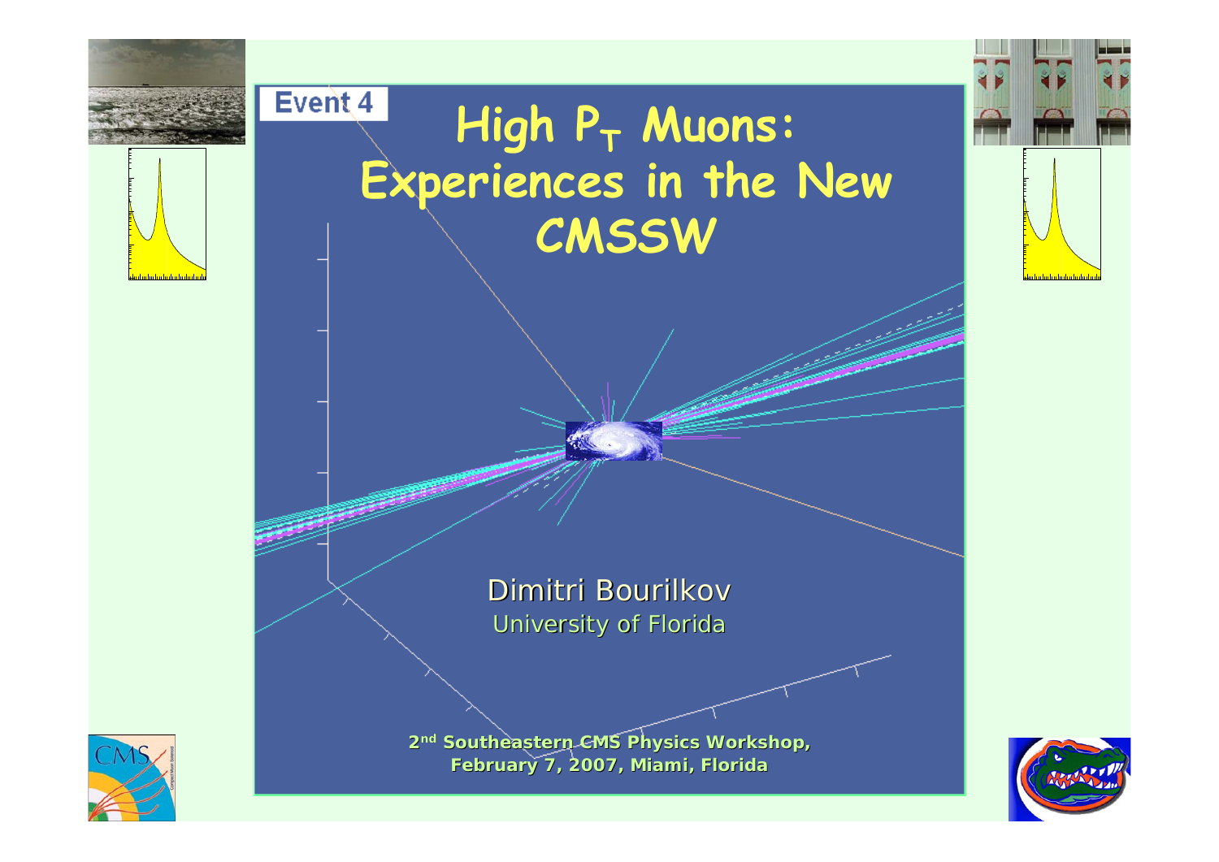Event 4

# High $P_T$ Muons: Experiences in the New CMSSW

Dimitri Bourilkov

University of Florida

**2nd Southeastern CMS Physics Workshop, February 7, 2007, Miami, Florida**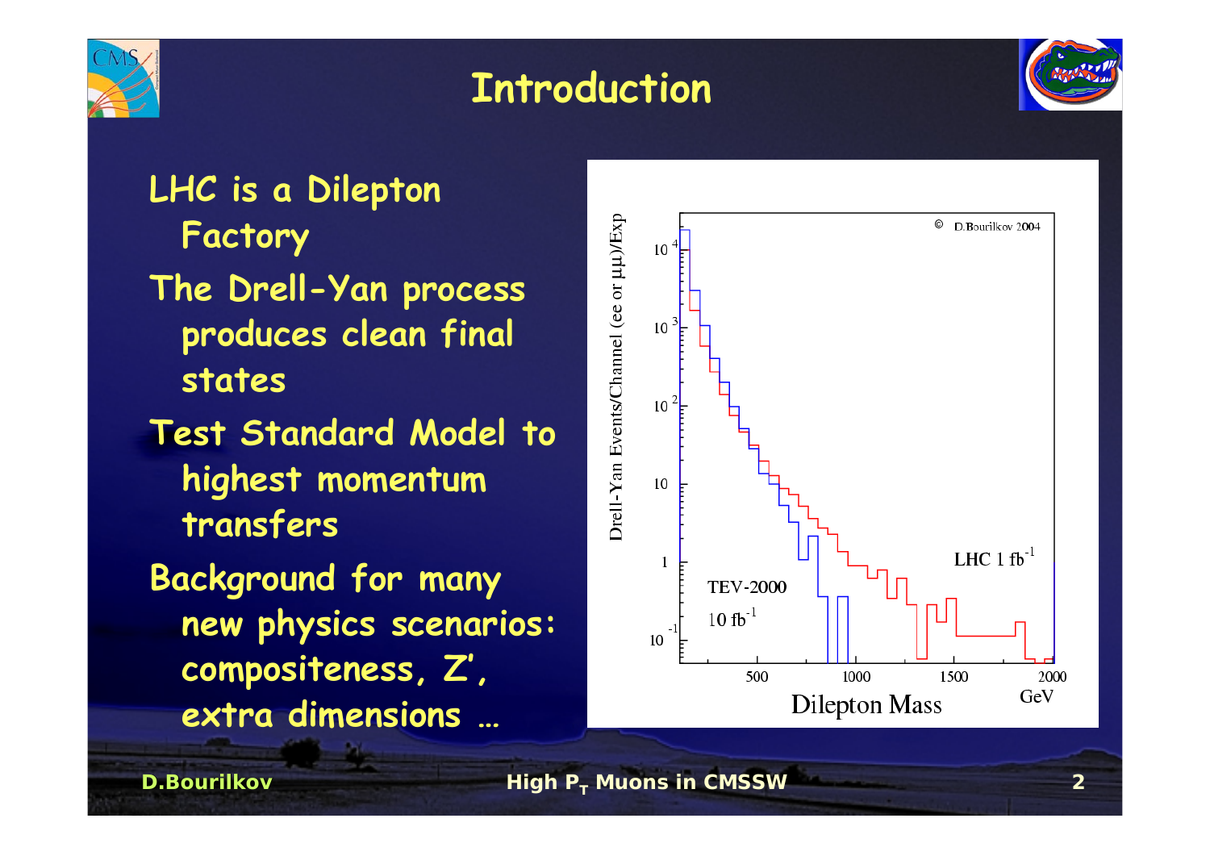# Introduction

- LHC is a Dilepton Factory
- The Drell-Yan process produces clean final states
- Test Standard Model to highest momentum transfers
- Background for many new physics scenarios: compositeness, Z', extra dimensions …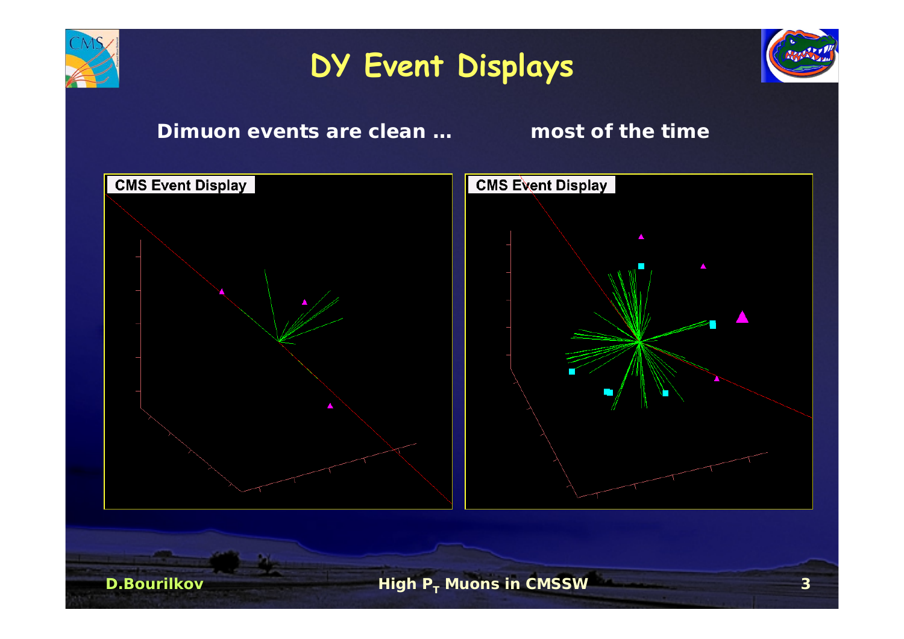# DY Event Displays

**Dimuon events are clean …** **most of the time**

CMS Event Display

CMS Event Display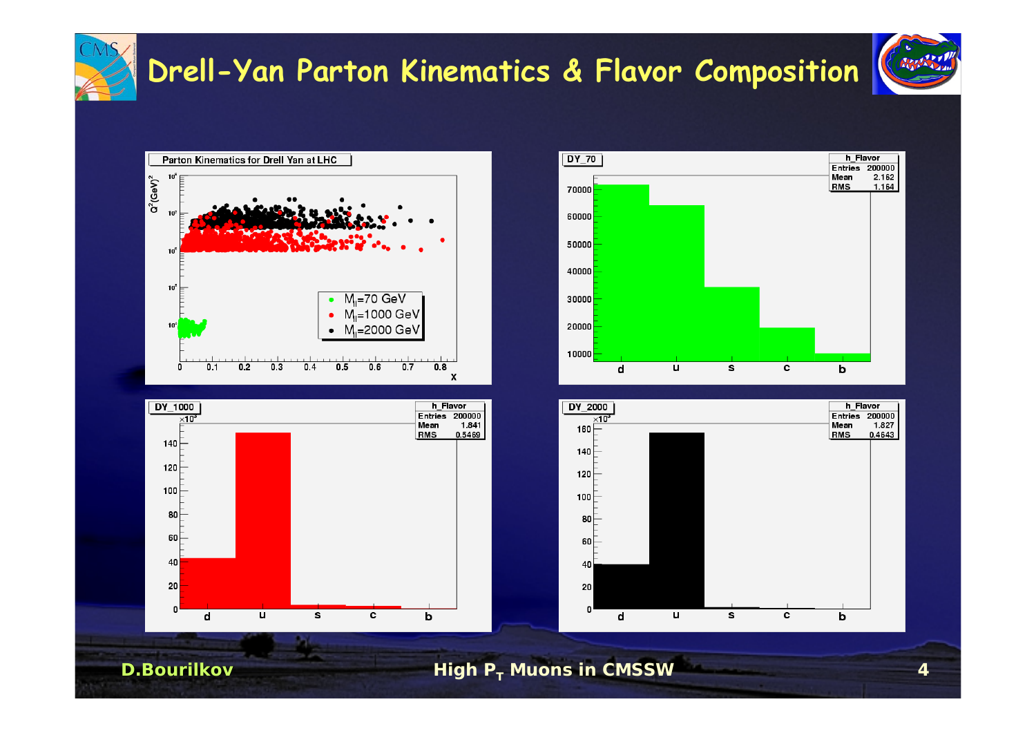# Drell-Yan Parton Kinematics & Flavor Composition

**Parton Kinematics for Drell Yan at LHC**

Axes: $Q^2$ (GeV)$^2$ vs. x

Legend: $M_{ll}$=70 GeV, $M_{ll}$=1000 GeV, $M_{ll}$=2000 GeV

**DY_70** — h_Flavor

| Entries | Mean | RMS |
|---|---|---|
| 200000 | 2.162 | 1.164 |

**DY_1000** — h_Flavor

| Entries | Mean | RMS |
|---|---|---|
| 200000 | 1.841 | 0.5469 |

**DY_2000** — h_Flavor

| Entries | Mean | RMS |
|---|---|---|
| 200000 | 1.827 | 0.4643 |

Flavor bins: d, u, s, c, b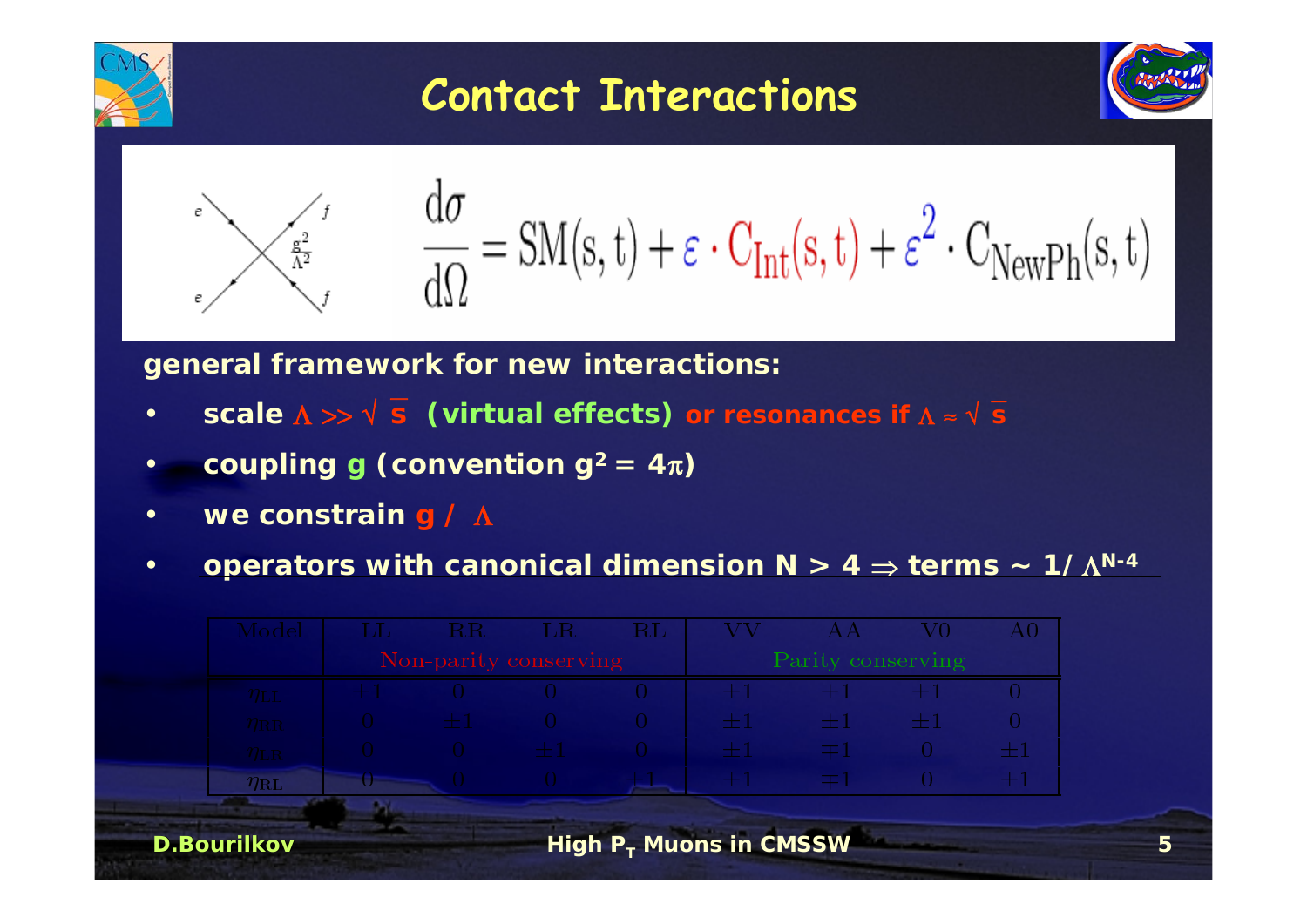# Contact Interactions

$$\frac{d\sigma}{d\Omega} = SM(s,t) + \varepsilon \cdot C_{Int}(s,t) + \varepsilon^2 \cdot C_{NewPh}(s,t)$$

**general framework for new interactions:**

- **scale $\Lambda \gg \sqrt{s}$ (virtual effects) or resonances if $\Lambda \approx \sqrt{s}$**
- **coupling g (convention $g^2 = 4\pi$)**
- **we constrain $g / \Lambda$**
- **operators with canonical dimension N > 4 $\Rightarrow$ terms ~ $1/\Lambda^{N-4}$**

| Model | LL | RR | LR | RL | VV | AA | V0 | A0 |
|---|---|---|---|---|---|---|---|---|
| | Non-parity conserving | | | | Parity conserving | | | |
| $\eta_{LL}$ | $\pm1$ | 0 | 0 | 0 | $\pm1$ | $\pm1$ | $\pm1$ | 0 |
| $\eta_{RR}$ | 0 | $\pm1$ | 0 | 0 | $\pm1$ | $\pm1$ | $\pm1$ | 0 |
| $\eta_{LR}$ | 0 | 0 | $\pm1$ | 0 | $\pm1$ | $\mp1$ | 0 | $\pm1$ |
| $\eta_{RL}$ | 0 | 0 | 0 | $\pm1$ | $\pm1$ | $\mp1$ | 0 | $\pm1$ |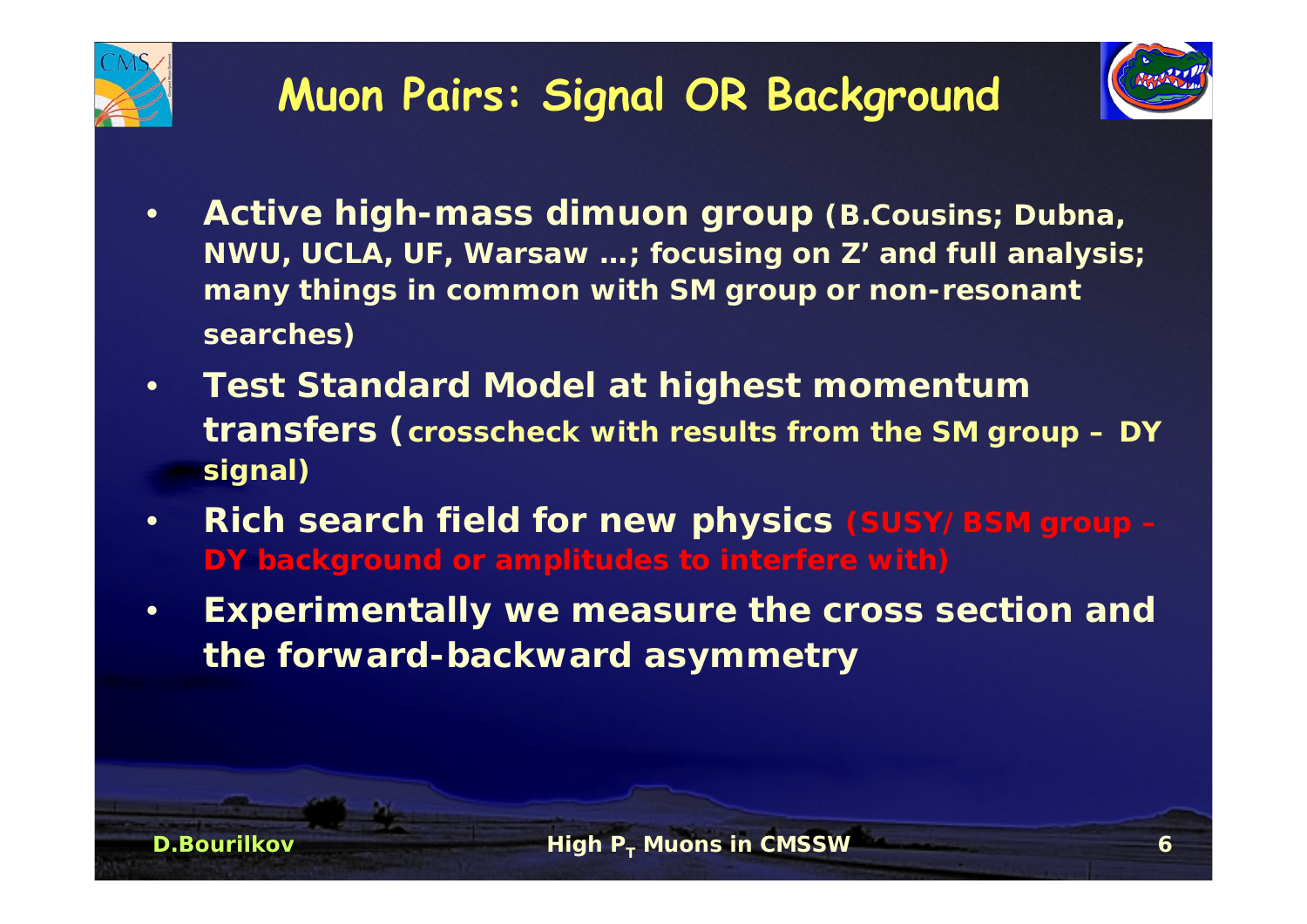# Muon Pairs: Signal OR Background

- **Active high-mass dimuon group (B.Cousins; Dubna, NWU, UCLA, UF, Warsaw …; focusing on Z' and full analysis; many things in common with SM group or non-resonant searches)**
- **Test Standard Model at highest momentum transfers (crosscheck with results from the SM group – DY signal)**
- **Rich search field for new physics (SUSY/BSM group – DY background or amplitudes to interfere with)**
- **Experimentally we measure the cross section and the forward-backward asymmetry**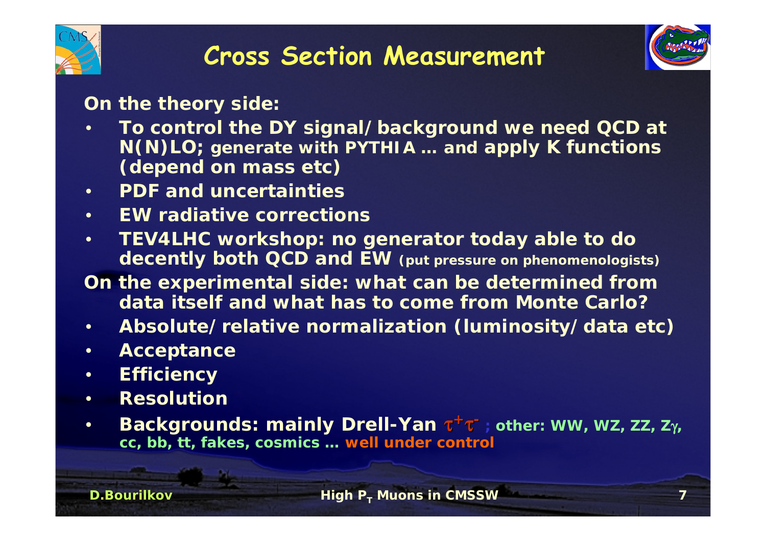# Cross Section Measurement

**On the theory side:**

- **To control the DY signal/background we need QCD at N(N)LO; generate with PYTHIA … and apply K functions (depend on mass etc)**
- **PDF and uncertainties**
- **EW radiative corrections**
- **TEV4LHC workshop: no generator today able to do decently both QCD and EW (put pressure on phenomenologists)**

**On the experimental side: what can be determined from data itself and what has to come from Monte Carlo?**

- **Absolute/relative normalization (luminosity/data etc)**
- **Acceptance**
- **Efficiency**
- **Resolution**
- **Backgrounds: mainly Drell-Yan $\tau^+\tau^-$ ; other: WW, WZ, ZZ, Z$\gamma$, cc, bb, tt, fakes, cosmics … well under control**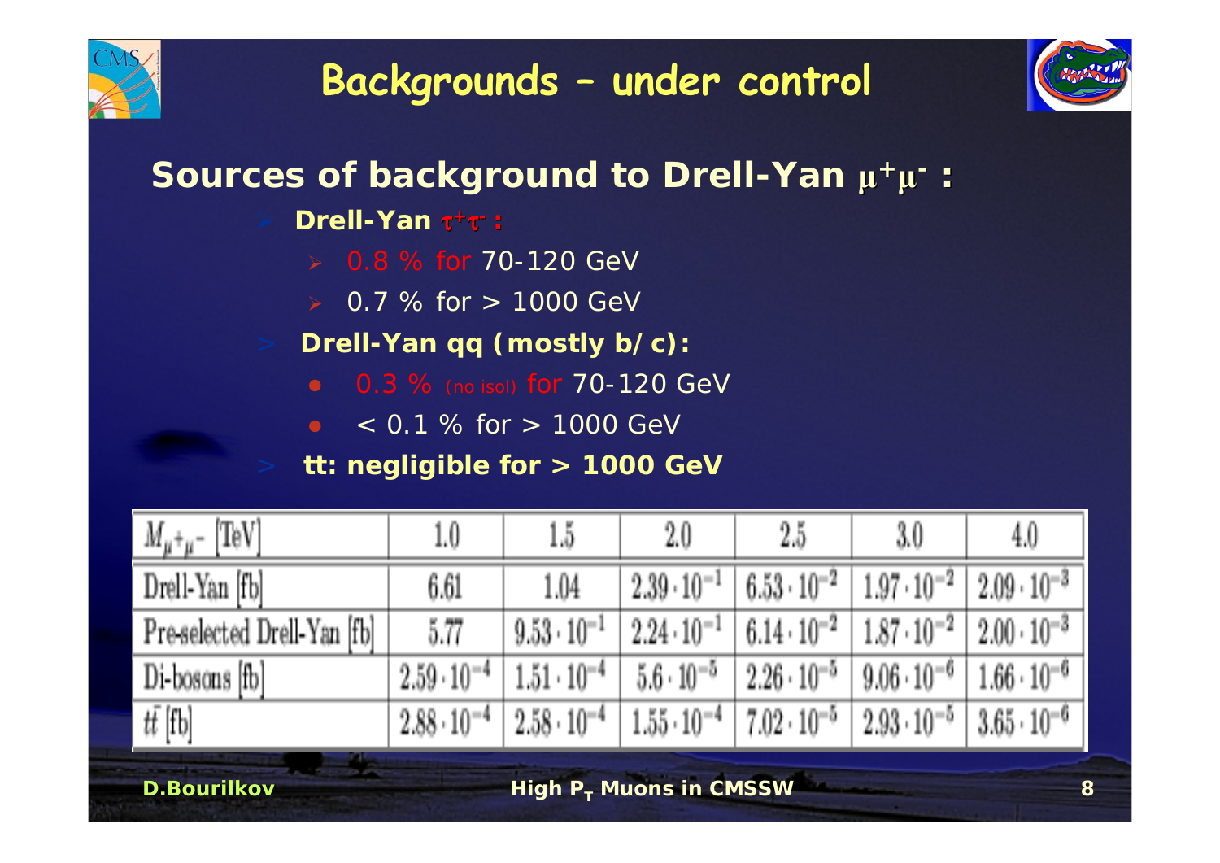# Backgrounds – under control

## Sources of background to Drell-Yan $\mu^+\mu^-$ :

- **Drell-Yan $\tau^+\tau^-$ :**
  - 0.8 % for 70-120 GeV
  - 0.7 % for > 1000 GeV
- **Drell-Yan qq (mostly b/c):**
  - 0.3 % (no isol) for 70-120 GeV
  - < 0.1 % for > 1000 GeV
- **tt: negligible for > 1000 GeV**

| $M_{\mu^+\mu^-}$ [TeV] | 1.0 | 1.5 | 2.0 | 2.5 | 3.0 | 4.0 |
|---|---|---|---|---|---|---|
| Drell-Yan [fb] | 6.61 | 1.04 | $2.39 \cdot 10^{-1}$ | $6.53 \cdot 10^{-2}$ | $1.97 \cdot 10^{-2}$ | $2.09 \cdot 10^{-3}$ |
| Pre-selected Drell-Yan [fb] | 5.77 | $9.53 \cdot 10^{-1}$ | $2.24 \cdot 10^{-1}$ | $6.14 \cdot 10^{-2}$ | $1.87 \cdot 10^{-2}$ | $2.00 \cdot 10^{-3}$ |
| Di-bosons [fb] | $2.59 \cdot 10^{-4}$ | $1.51 \cdot 10^{-4}$ | $5.6 \cdot 10^{-5}$ | $2.26 \cdot 10^{-5}$ | $9.06 \cdot 10^{-6}$ | $1.66 \cdot 10^{-6}$ |
| $t\bar{t}$ [fb] | $2.88 \cdot 10^{-4}$ | $2.58 \cdot 10^{-4}$ | $1.55 \cdot 10^{-4}$ | $7.02 \cdot 10^{-5}$ | $2.93 \cdot 10^{-5}$ | $3.65 \cdot 10^{-6}$ |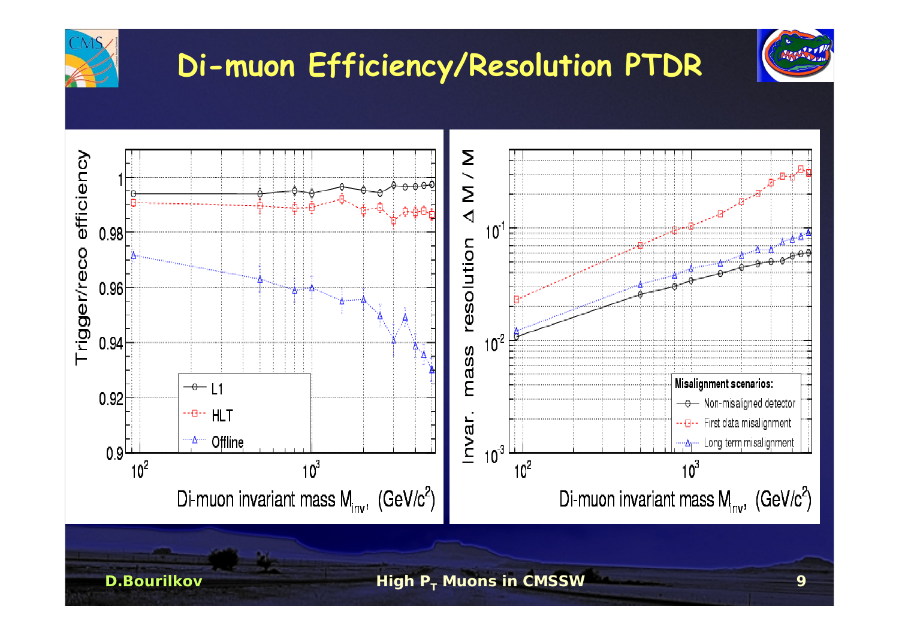# Di-muon Efficiency/Resolution PTDR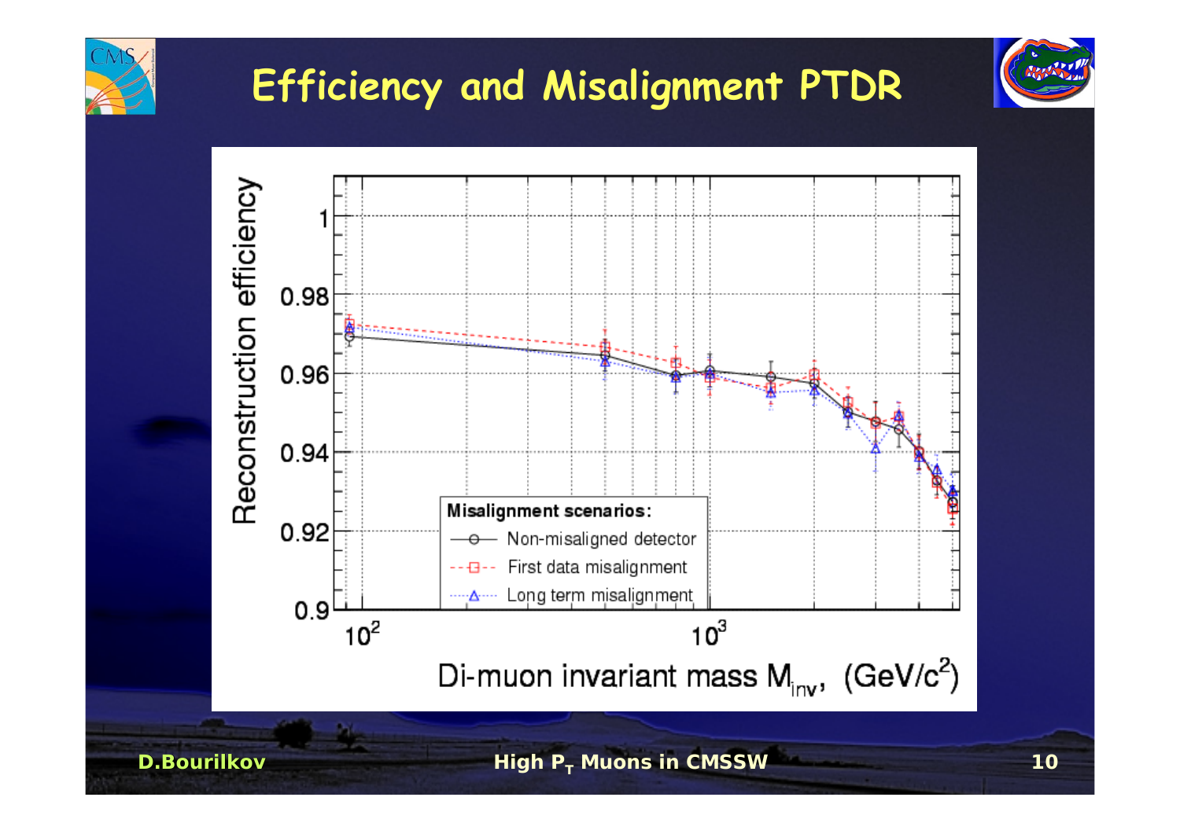# Efficiency and Misalignment PTDR

Reconstruction efficiency

Misalignment scenarios:

- Non-misaligned detector
- First data misalignment
- Long term misalignment

Di-muon invariant mass $M_{inv}$, $(GeV/c^2)$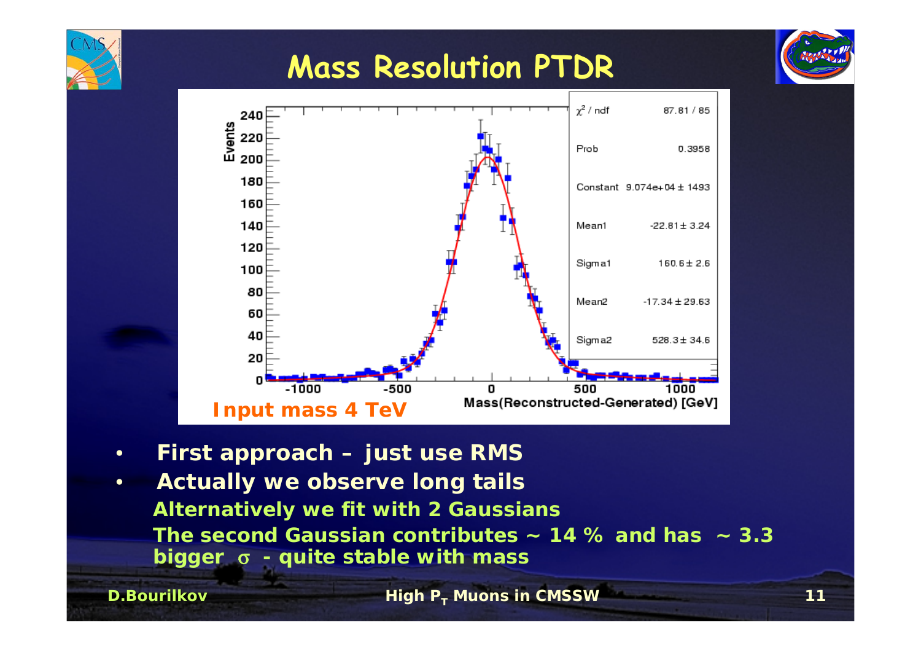# Mass Resolution PTDR

| $\chi^2$ / ndf | 87.81 / 85 |
| --- | --- |
| Prob | 0.3958 |
| Constant | 9.074e+04 ± 1493 |
| Mean1 | -22.81 ± 3.24 |
| Sigma1 | 160.6 ± 2.6 |
| Mean2 | -17.34 ± 29.63 |
| Sigma2 | 528.3 ± 34.6 |

Events

Mass(Reconstructed-Generated) [GeV]

**Input mass 4 TeV**

- **First approach – just use RMS**
- **Actually we observe long tails**

**Alternatively we fit with 2 Gaussians**

**The second Gaussian contributes ~ 14 % and has ~ 3.3 bigger $\sigma$ - quite stable with mass**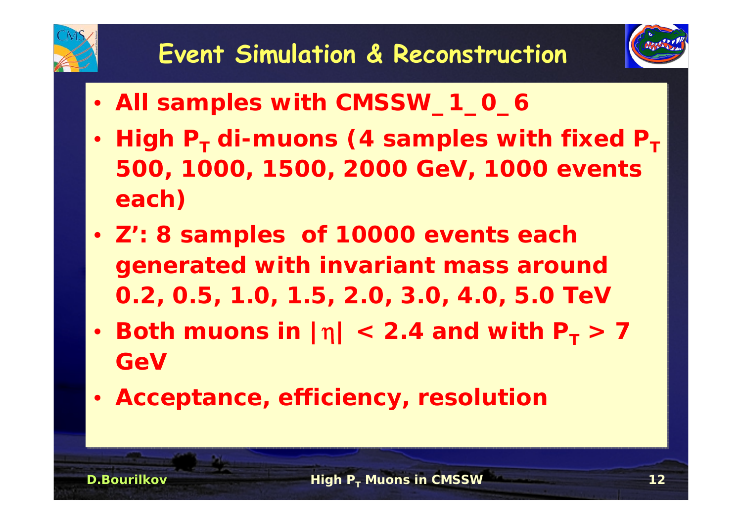# Event Simulation & Reconstruction

- All samples with CMSSW_1_0_6
- High $P_T$ di-muons (4 samples with fixed $P_T$ 500, 1000, 1500, 2000 GeV, 1000 events each)
- Z': 8 samples of 10000 events each generated with invariant mass around 0.2, 0.5, 1.0, 1.5, 2.0, 3.0, 4.0, 5.0 TeV
- Both muons in $|\eta| < 2.4$ and with $P_T > 7$ GeV
- Acceptance, efficiency, resolution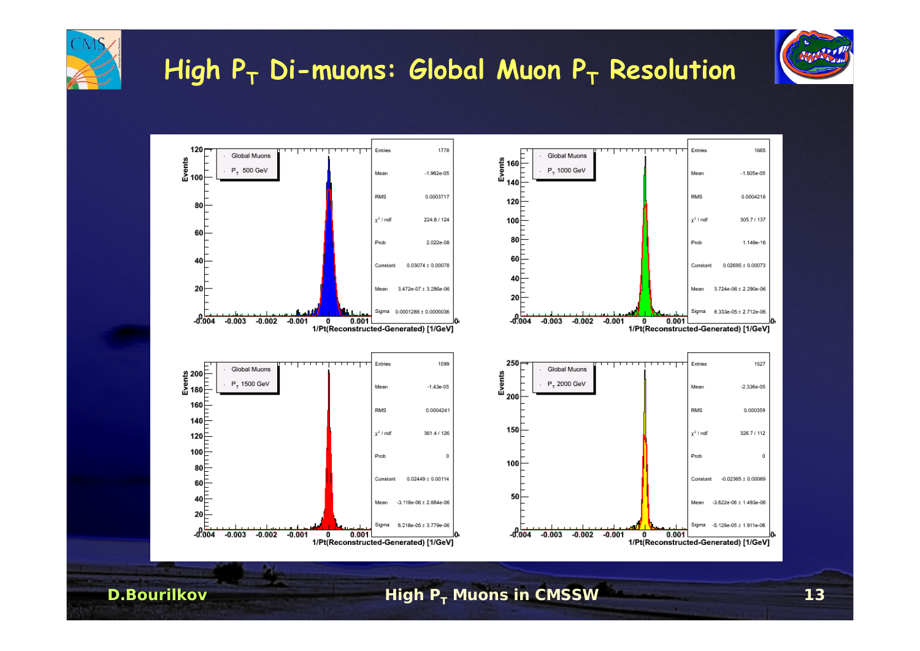# High $P_T$ Di-muons: Global Muon $P_T$ Resolution

| | Global Muons $P_T$ 500 GeV | Global Muons $P_T$ 1000 GeV | Global Muons $P_T$ 1500 GeV | Global Muons $P_T$ 2000 GeV |
|---|---|---|---|---|
| Entries | 1778 | 1665 | 1599 | 1527 |
| Mean | -1.962e-05 | -1.505e-05 | -1.43e-05 | -2.336e-05 |
| RMS | 0.0003717 | 0.0004218 | 0.0004241 | 0.000359 |
| $\chi^2$ / ndf | 224.8 / 124 | 305.7 / 137 | 361.4 / 126 | 326.7 / 112 |
| Prob | 2.022e-08 | 1.149e-16 | 0 | 0 |
| Constant | 0.03074 ± 0.00078 | 0.02695 ± 0.00073 | 0.02449 ± 0.00114 | -0.02365 ± 0.00069 |
| Mean | 3.472e-07 ± 3.286e-06 | 3.724e-06 ± 2.290e-06 | -3.118e-06 ± 2.884e-06 | -3.622e-06 ± 1.493e-06 |
| Sigma | 0.0001288 ± 0.0000036 | 8.333e-05 ± 2.712e-06 | 6.218e-05 ± 3.779e-06 | -5.129e-05 ± 1.911e-06 |

x-axis: 1/Pt(Reconstructed-Generated) [1/GeV]; y-axis: Events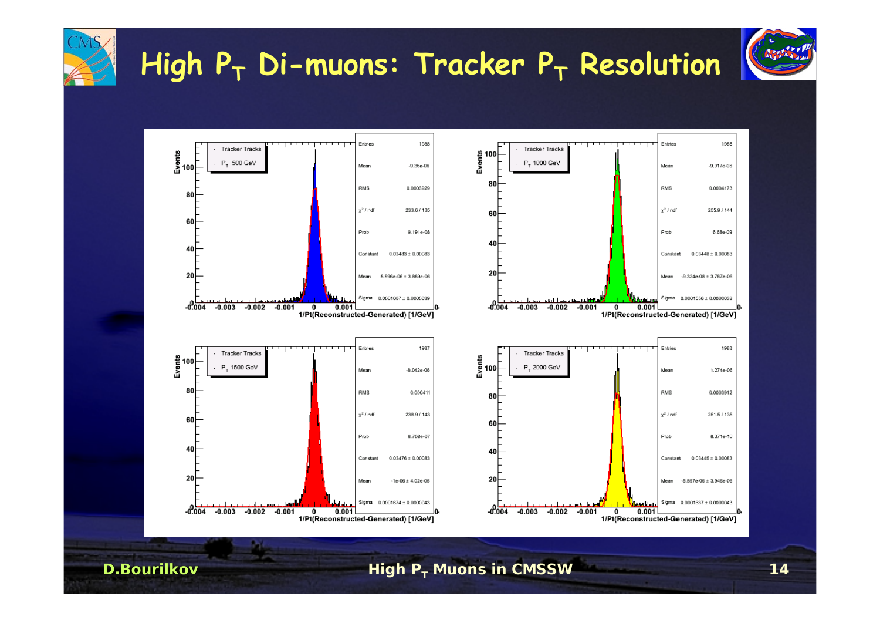# High $P_T$ Di-muons: Tracker $P_T$ Resolution

**Tracker Tracks, $P_T$ 500 GeV**

| | |
|---|---|
| Entries | 1988 |
| Mean | -9.36e-06 |
| RMS | 0.0003929 |
| $\chi^2$ / ndf | 233.6 / 135 |
| Prob | 9.191e-08 |
| Constant | 0.03483 ± 0.00083 |
| Mean | 5.896e-06 ± 3.869e-06 |
| Sigma | 0.0001607 ± 0.0000039 |

**Tracker Tracks, $P_T$ 1000 GeV**

| | |
|---|---|
| Entries | 1986 |
| Mean | -9.017e-06 |
| RMS | 0.0004173 |
| $\chi^2$ / ndf | 255.9 / 144 |
| Prob | 6.68e-09 |
| Constant | 0.03448 ± 0.00083 |
| Mean | -9.324e-08 ± 3.787e-06 |
| Sigma | 0.0001556 ± 0.0000038 |

**Tracker Tracks, $P_T$ 1500 GeV**

| | |
|---|---|
| Entries | 1987 |
| Mean | -8.042e-06 |
| RMS | 0.000411 |
| $\chi^2$ / ndf | 238.9 / 143 |
| Prob | 8.706e-07 |
| Constant | 0.03476 ± 0.00083 |
| Mean | -1e-06 ± 4.02e-06 |
| Sigma | 0.0001674 ± 0.0000043 |

**Tracker Tracks, $P_T$ 2000 GeV**

| | |
|---|---|
| Entries | 1988 |
| Mean | 1.274e-06 |
| RMS | 0.0003912 |
| $\chi^2$ / ndf | 251.5 / 135 |
| Prob | 8.371e-10 |
| Constant | 0.03445 ± 0.00083 |
| Mean | -5.557e-06 ± 3.946e-06 |
| Sigma | 0.0001637 ± 0.0000043 |

x-axis: 1/Pt(Reconstructed-Generated) [1/GeV]; y-axis: Events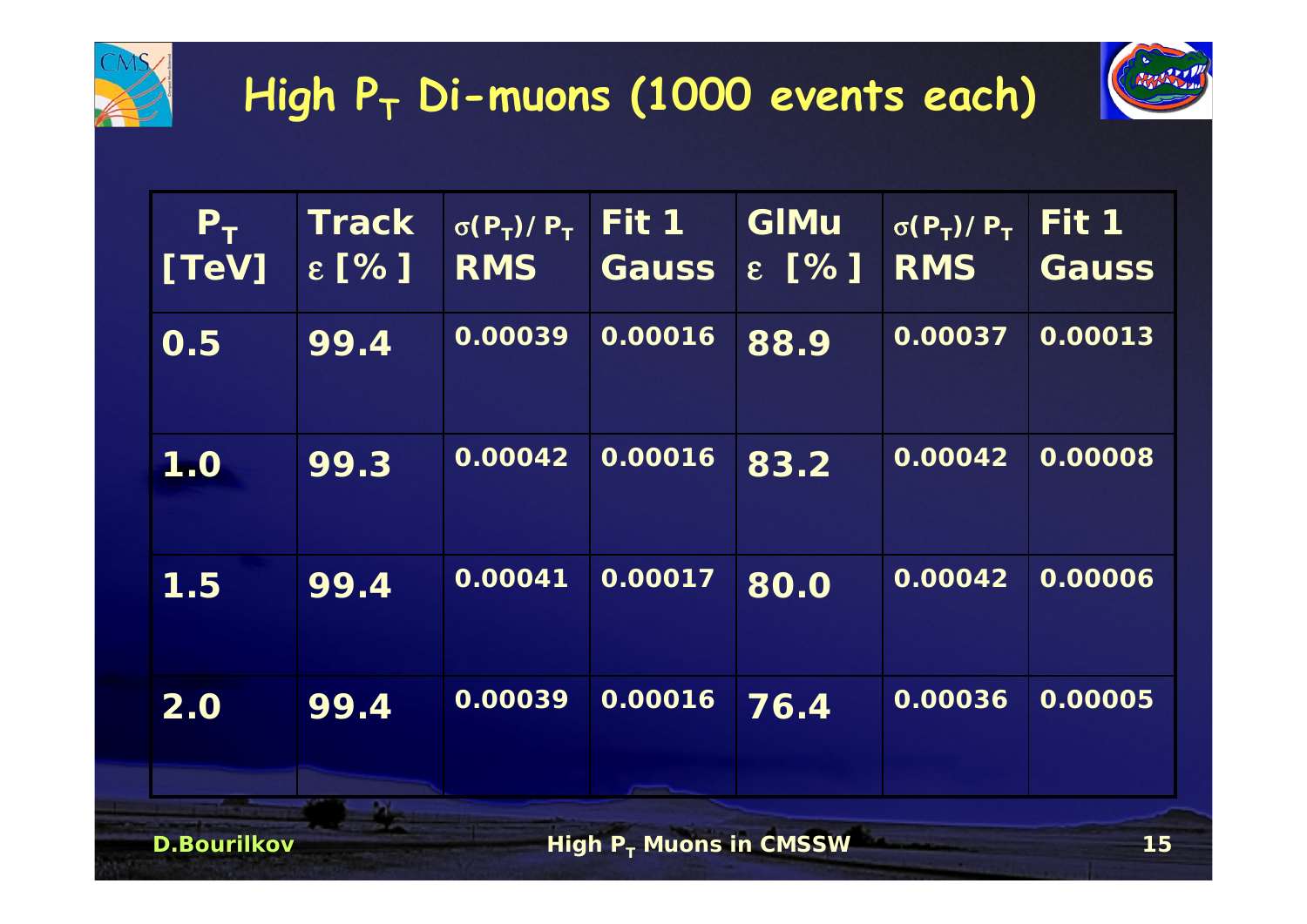# High $P_T$ Di-muons (1000 events each)

| $P_T$ [TeV] | Track $\varepsilon$ [%] | $\sigma(P_T)/P_T$ RMS | Fit 1 Gauss | GlMu $\varepsilon$ [%] | $\sigma(P_T)/P_T$ RMS | Fit 1 Gauss |
|---|---|---|---|---|---|---|
| 0.5 | 99.4 | 0.00039 | 0.00016 | 88.9 | 0.00037 | 0.00013 |
| 1.0 | 99.3 | 0.00042 | 0.00016 | 83.2 | 0.00042 | 0.00008 |
| 1.5 | 99.4 | 0.00041 | 0.00017 | 80.0 | 0.00042 | 0.00006 |
| 2.0 | 99.4 | 0.00039 | 0.00016 | 76.4 | 0.00036 | 0.00005 |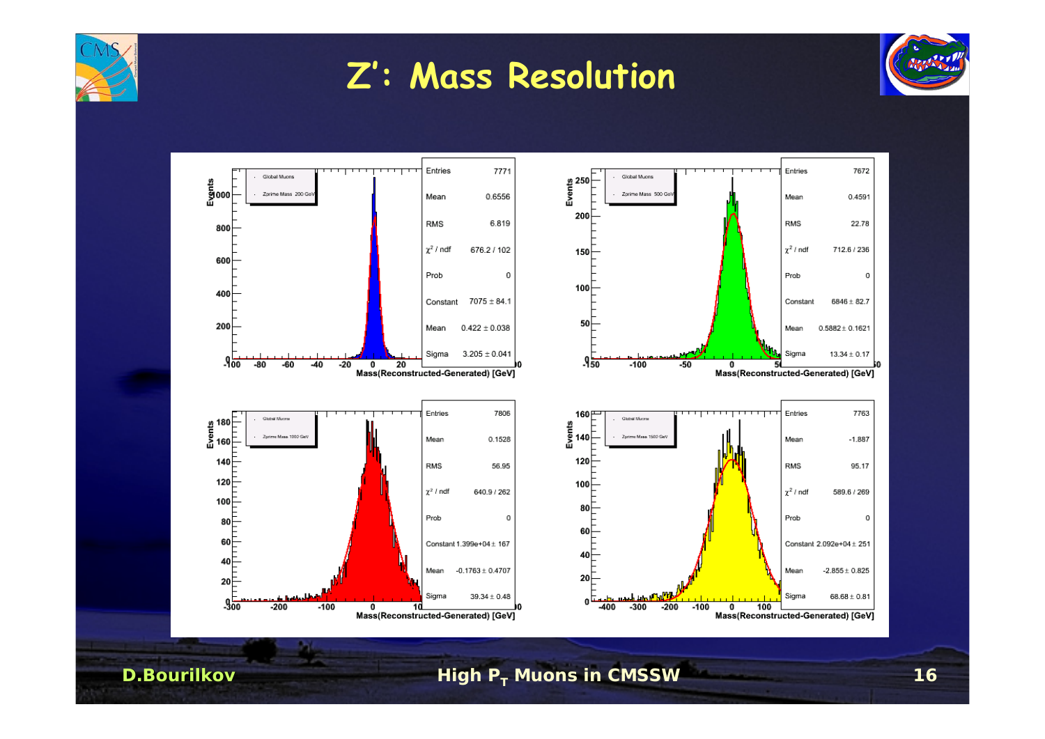# Z': Mass Resolution

| Zprime Mass | Entries | Mean | RMS | $\chi^2$ / ndf | Prob | Constant | Mean (fit) | Sigma |
|---|---|---|---|---|---|---|---|---|
| 200 GeV | 7771 | 0.6556 | 6.819 | 676.2 / 102 | 0 | 7075 ± 84.1 | 0.422 ± 0.038 | 3.205 ± 0.041 |
| 500 GeV | 7672 | 0.4591 | 22.78 | 712.6 / 236 | 0 | 6846 ± 82.7 | 0.5882 ± 0.1621 | 13.34 ± 0.17 |
| 1000 GeV | 7806 | 0.1528 | 56.95 | 640.9 / 262 | 0 | 1.399e+04 ± 167 | -0.1763 ± 0.4707 | 39.34 ± 0.48 |
| 1500 GeV | 7763 | -1.887 | 95.17 | 589.6 / 269 | 0 | 2.092e+04 ± 251 | -2.855 ± 0.825 | 68.68 ± 0.81 |

Global Muons — Mass(Reconstructed-Generated) [GeV]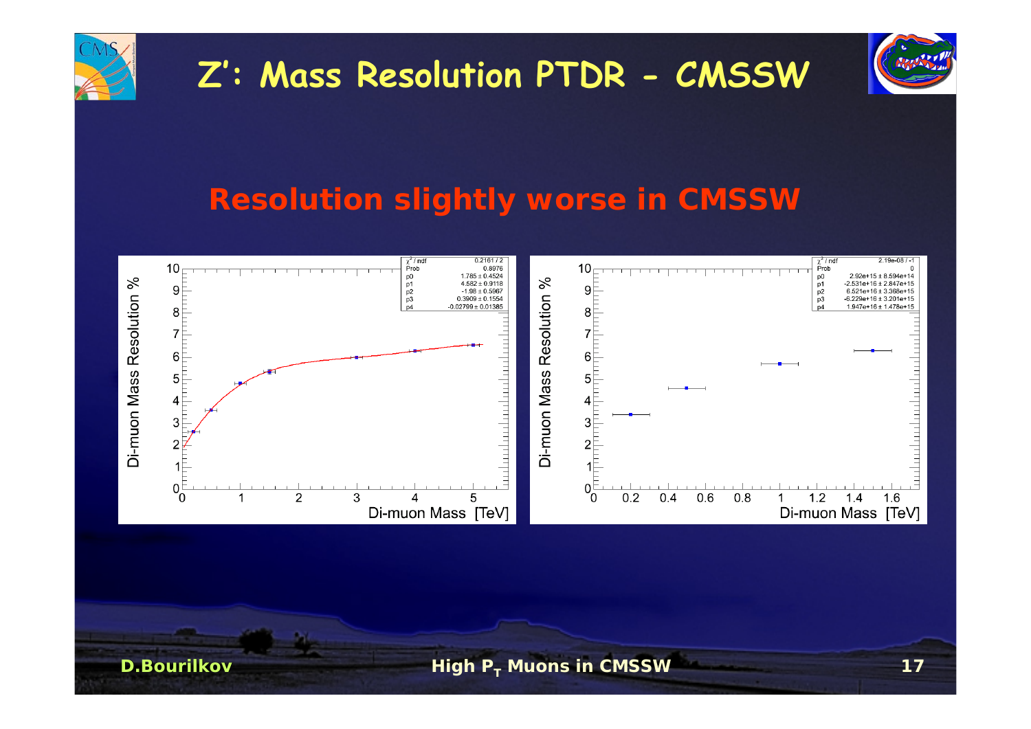# Z': Mass Resolution PTDR - CMSSW

## Resolution slightly worse in CMSSW

| | |
|---|---|
| $\chi^2$ / ndf | 0.2161 / 2 |
| Prob | 0.8976 |
| p0 | 1.785 ± 0.4524 |
| p1 | 4.582 ± 0.9118 |
| p2 | -1.98 ± 0.5967 |
| p3 | 0.3909 ± 0.1554 |
| p4 | -0.02799 ± 0.01385 |

| | |
|---|---|
| $\chi^2$ / ndf | 2.19e-08 / -1 |
| Prob | 0 |
| p0 | 2.92e+15 ± 8.594e+14 |
| p1 | -2.531e+16 ± 2.847e+15 |
| p2 | 6.521e+16 ± 3.368e+15 |
| p3 | -6.229e+16 ± 3.201e+15 |
| p4 | 1.947e+16 ± 1.478e+15 |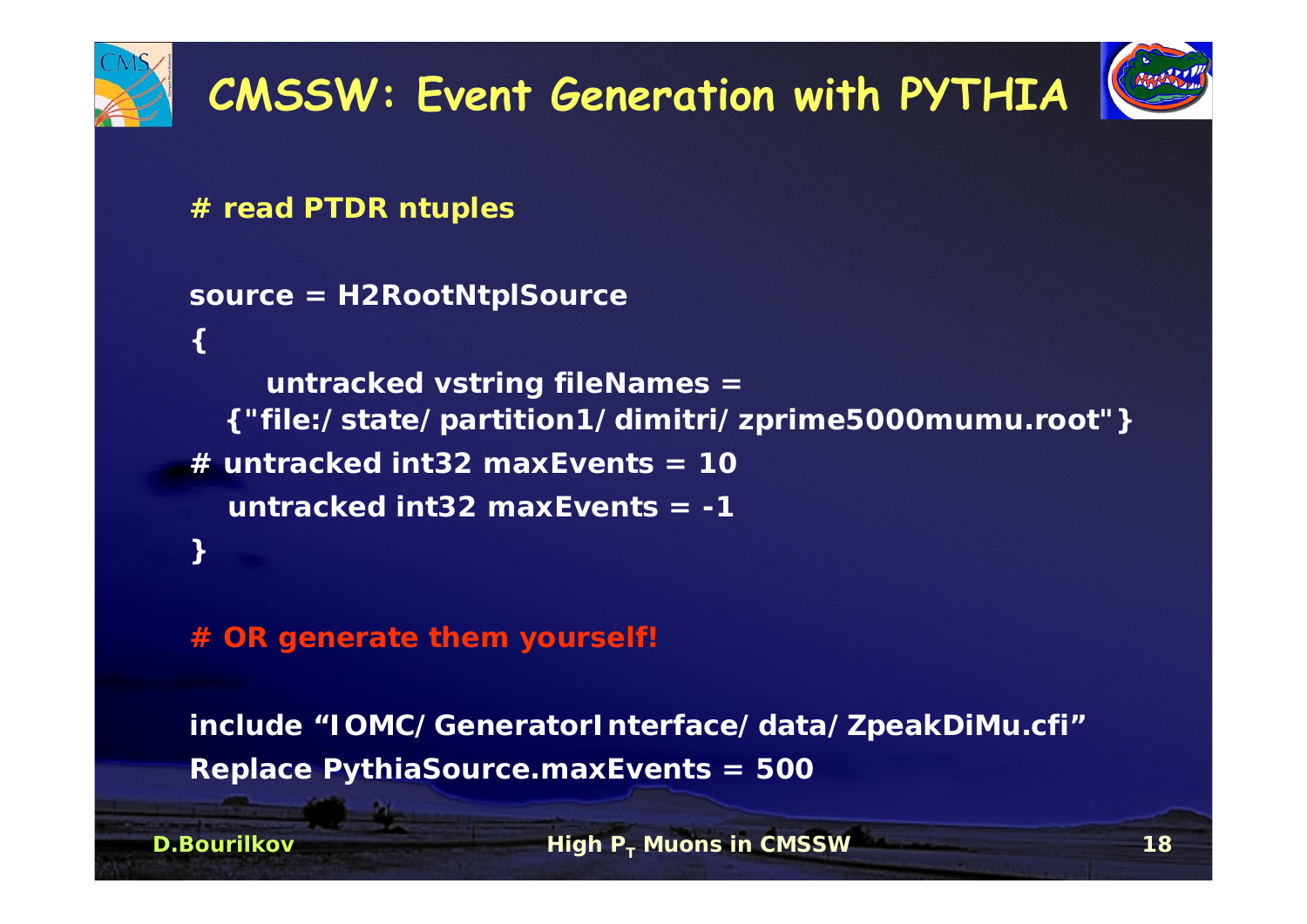# CMSSW: Event Generation with PYTHIA

```
# read PTDR ntuples

source = H2RootNtplSource
{
    untracked vstring fileNames =
  {"file:/state/partition1/dimitri/zprime5000mumu.root"}
# untracked int32 maxEvents = 10
  untracked int32 maxEvents = -1
}

# OR generate them yourself!

include "IOMC/GeneratorInterface/data/ZpeakDiMu.cfi"
Replace PythiaSource.maxEvents = 500
```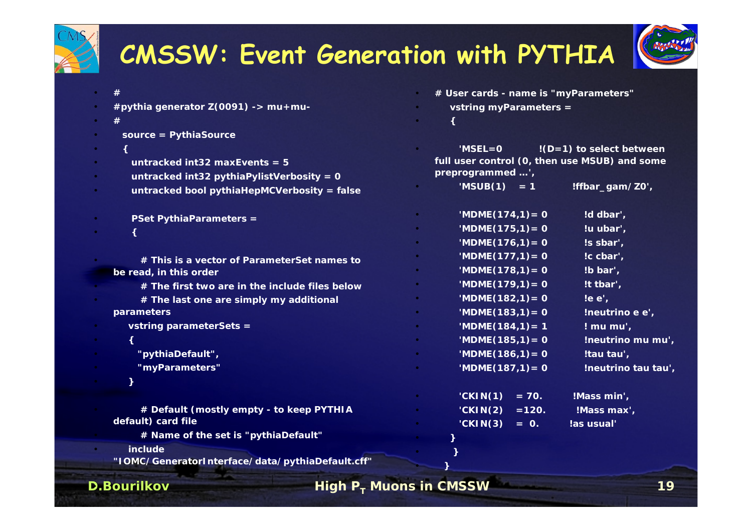# CMSSW: Event Generation with PYTHIA

```
#
#pythia generator Z(0091) -> mu+mu-
#
  source = PythiaSource
  {
    untracked int32 maxEvents = 5
    untracked int32 pythiaPylistVerbosity = 0
    untracked bool pythiaHepMCVerbosity = false

    PSet PythiaParameters =
    {

      # This is a vector of ParameterSet names to be read, in this order
      # The first two are in the include files below
      # The last one are simply my additional parameters
      vstring parameterSets =
      {
        "pythiaDefault",
        "myParameters"
      }

      # Default (mostly empty - to keep PYTHIA default) card file
      # Name of the set is "pythiaDefault"
      include "IOMC/GeneratorInterface/data/pythiaDefault.cff"

      # User cards - name is "myParameters"
      vstring myParameters =
      {

        'MSEL=0          !(D=1) to select between full user control (0, then use MSUB) and some preprogrammed ...',
        'MSUB(1)    = 1          !ffbar_gam/Z0',

        'MDME(174,1)= 0          !d dbar',
        'MDME(175,1)= 0          !u ubar',
        'MDME(176,1)= 0          !s sbar',
        'MDME(177,1)= 0          !c cbar',
        'MDME(178,1)= 0          !b bar',
        'MDME(179,1)= 0          !t tbar',
        'MDME(182,1)= 0          !e e',
        'MDME(183,1)= 0          !neutrino e e',
        'MDME(184,1)= 1          ! mu mu',
        'MDME(185,1)= 0          !neutrino mu mu',
        'MDME(186,1)= 0          !tau tau',
        'MDME(187,1)= 0          !neutrino tau tau',

        'CKIN(1)    = 70.        !Mass min',
        'CKIN(2)    =120.        !Mass max',
        'CKIN(3)    =  0.        !as usual'
      }
    }
  }
```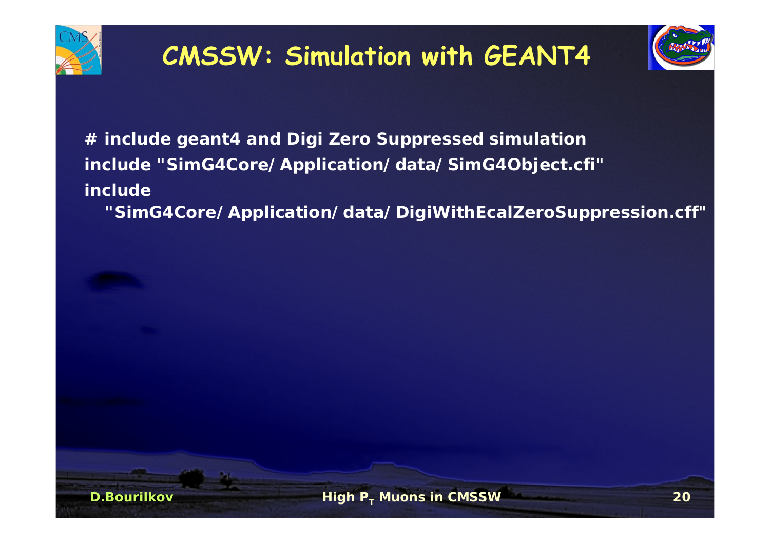# CMSSW: Simulation with GEANT4

```
# include geant4 and Digi Zero Suppressed simulation
include "SimG4Core/Application/data/SimG4Object.cfi"
include
  "SimG4Core/Application/data/DigiWithEcalZeroSuppression.cff"
```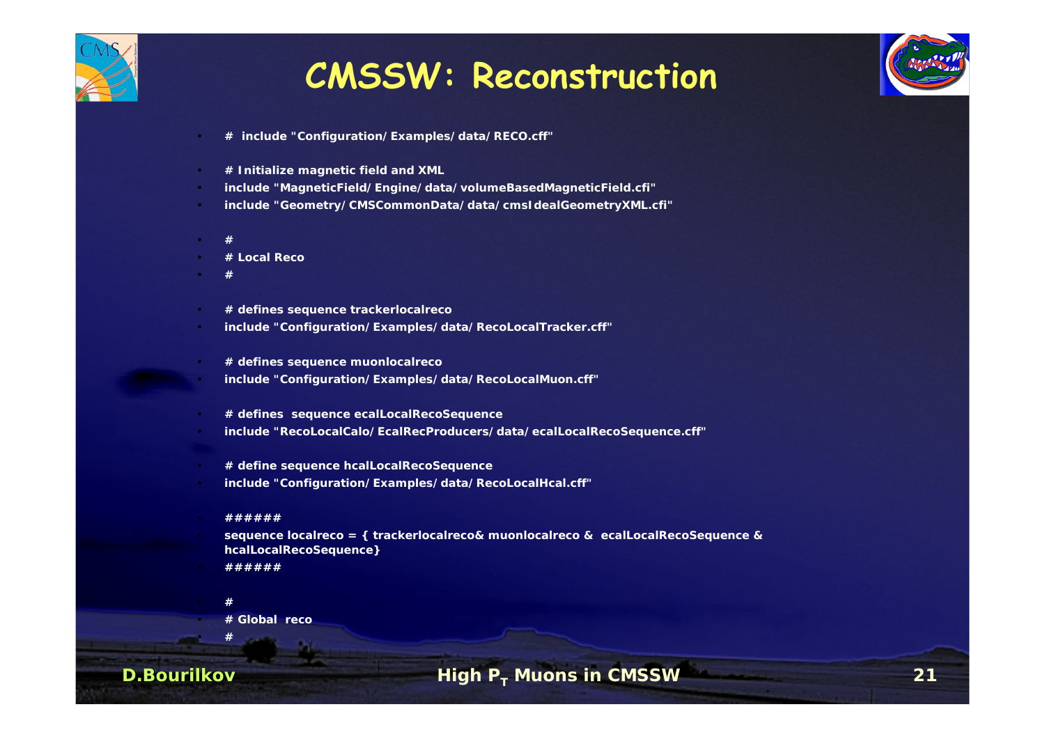# CMSSW: Reconstruction

```
# include "Configuration/Examples/data/RECO.cff"

# Initialize magnetic field and XML
include "MagneticField/Engine/data/volumeBasedMagneticField.cfi"
include "Geometry/CMSCommonData/data/cmsIdealGeometryXML.cfi"

#
# Local Reco
#

# defines sequence trackerlocalreco
include "Configuration/Examples/data/RecoLocalTracker.cff"

# defines sequence muonlocalreco
include "Configuration/Examples/data/RecoLocalMuon.cff"

# defines  sequence ecalLocalRecoSequence
include "RecoLocalCalo/EcalRecProducers/data/ecalLocalRecoSequence.cff"

# define sequence hcalLocalRecoSequence
include "Configuration/Examples/data/RecoLocalHcal.cff"

######
sequence localreco = { trackerlocalreco& muonlocalreco &  ecalLocalRecoSequence &
hcalLocalRecoSequence}
######

#
# Global  reco
#
```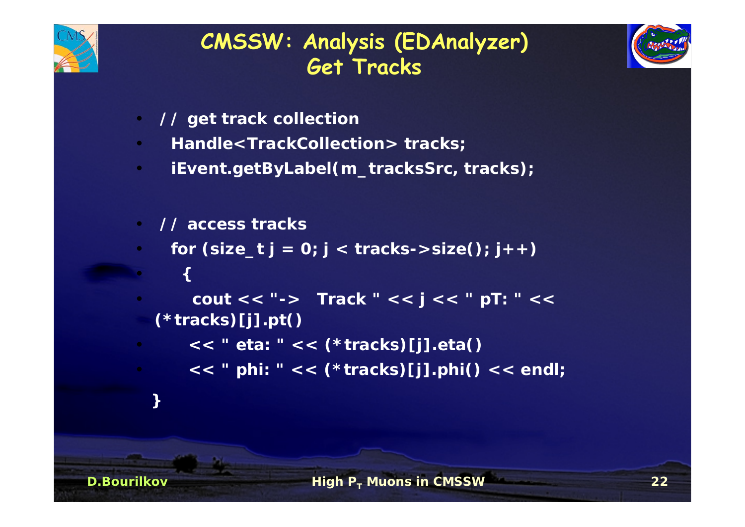# CMSSW: Analysis (EDAnalyzer) Get Tracks

```
// get track collection
  Handle<TrackCollection> tracks;
  iEvent.getByLabel(m_tracksSrc, tracks);

// access tracks
  for (size_t j = 0; j < tracks->size(); j++)
    {
      cout << "->   Track " << j << " pT: " << (*tracks)[j].pt()
      << " eta: " << (*tracks)[j].eta()
      << " phi: " << (*tracks)[j].phi() << endl;
  }
```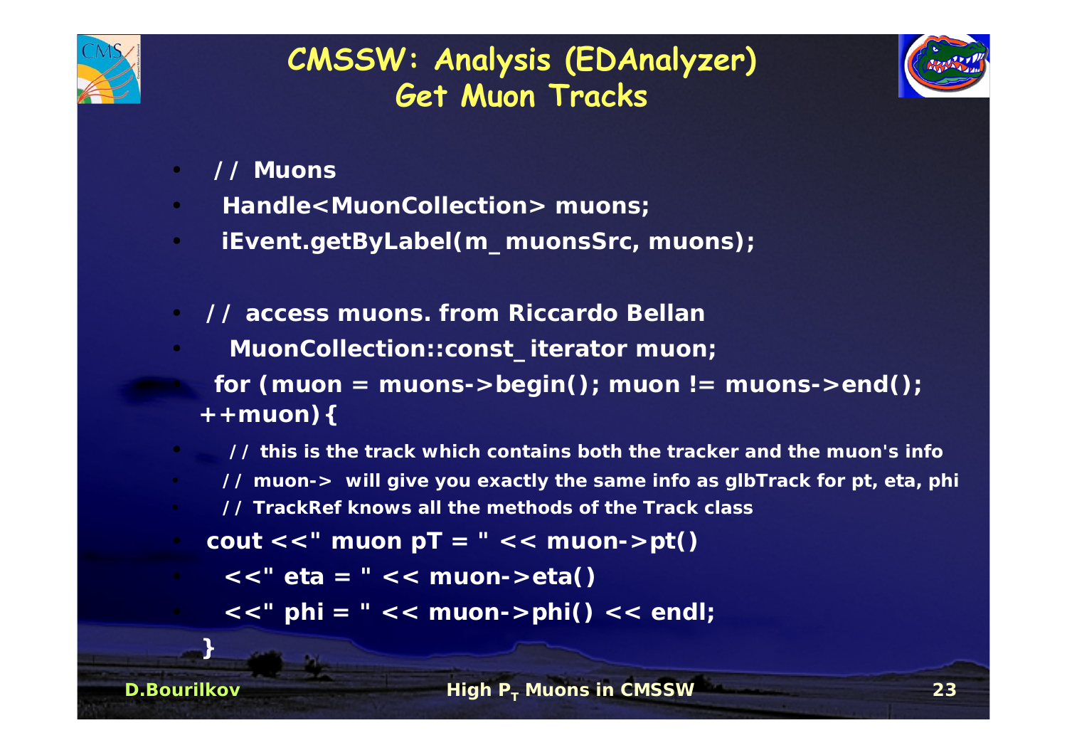# CMSSW: Analysis (EDAnalyzer)
## Get Muon Tracks

```
// Muons
Handle<MuonCollection> muons;
iEvent.getByLabel(m_muonsSrc, muons);

// access muons. from Riccardo Bellan
MuonCollection::const_iterator muon;
for (muon = muons->begin(); muon != muons->end(); ++muon){
    // this is the track which contains both the tracker and the muon's info
    // muon-> will give you exactly the same info as glbTrack for pt, eta, phi
    // TrackRef knows all the methods of the Track class
    cout <<" muon pT = " << muon->pt()
      <<" eta = " << muon->eta()
      <<" phi = " << muon->phi() << endl;
}
```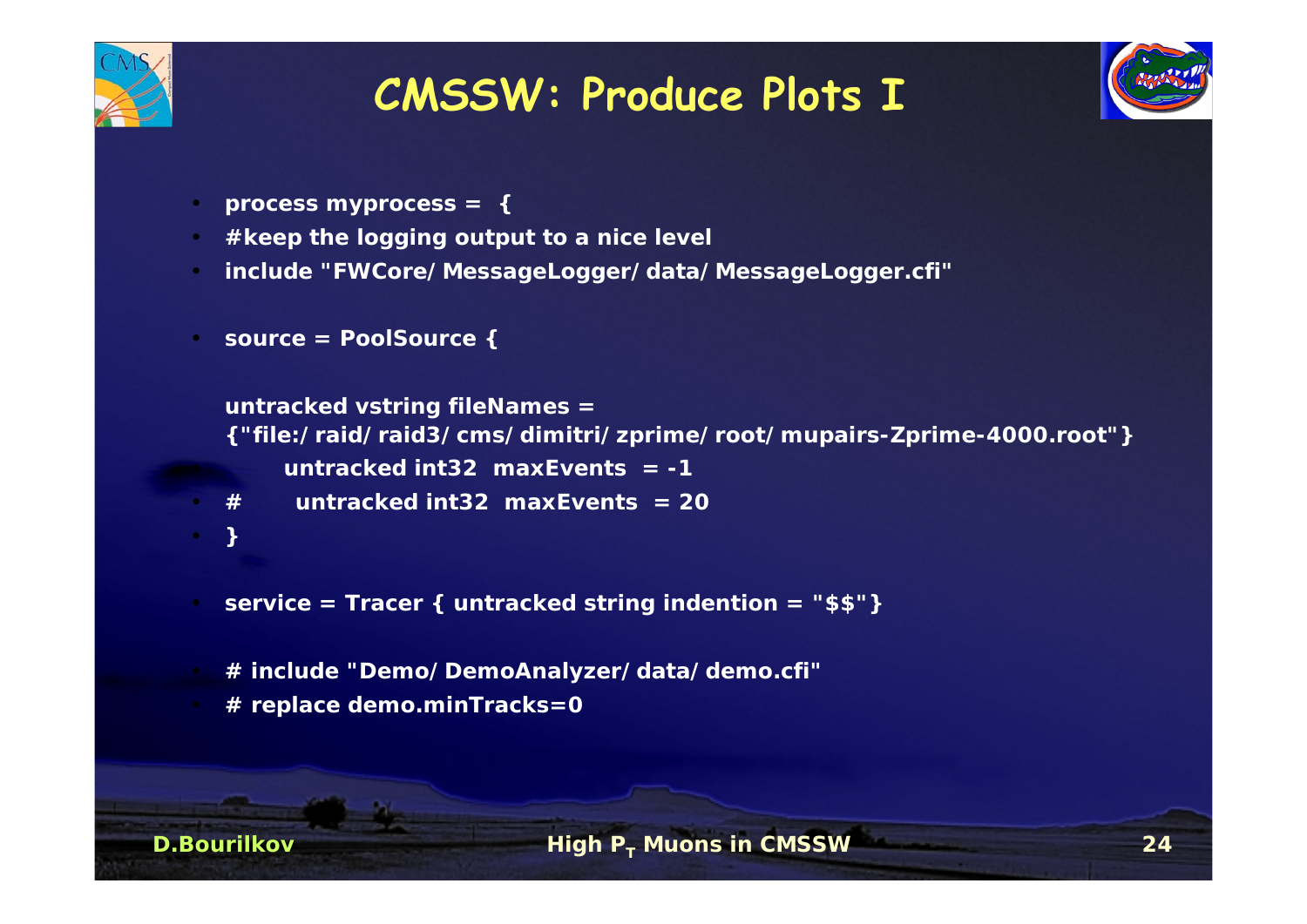# CMSSW: Produce Plots I

- process myprocess = {
- #keep the logging output to a nice level
- include "FWCore/ MessageLogger/ data/ MessageLogger.cfi"

- source = PoolSource {

  untracked vstring fileNames =
  {"file:/ raid/ raid3/ cms/ dimitri/ zprime/ root/ mupairs-Zprime-4000.root"}
  untracked int32 maxEvents = -1
- \# untracked int32 maxEvents = 20
- }

- service = Tracer { untracked string indention = "$$"}

- \# include "Demo/ DemoAnalyzer/ data/ demo.cfi"
- \# replace demo.minTracks=0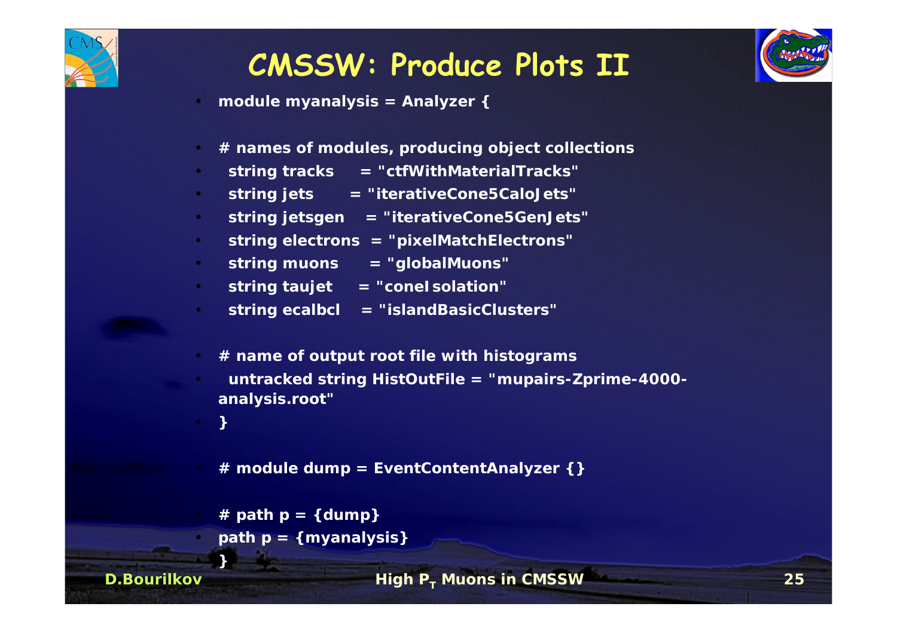# CMSSW: Produce Plots II

```
module myanalysis = Analyzer {

# names of modules, producing object collections
  string tracks     = "ctfWithMaterialTracks"
  string jets       = "iterativeCone5CaloJets"
  string jetsgen    = "iterativeCone5GenJets"
  string electrons  = "pixelMatchElectrons"
  string muons      = "globalMuons"
  string taujet     = "coneIsolation"
  string ecalbcl    = "islandBasicClusters"

# name of output root file with histograms
  untracked string HistOutFile = "mupairs-Zprime-4000-analysis.root"
}

# module dump = EventContentAnalyzer {}

# path p = {dump}
path p = {myanalysis}
}
```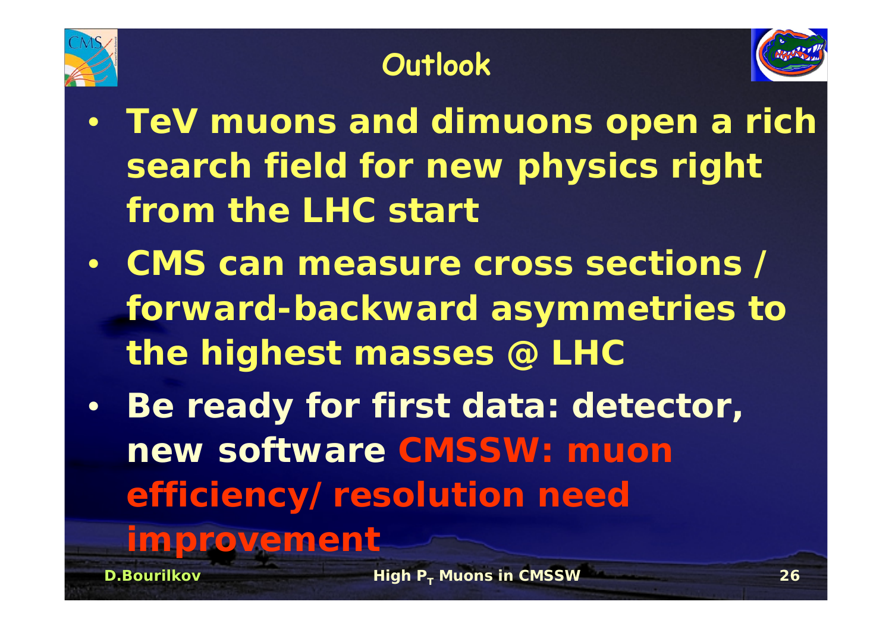# Outlook

- **TeV muons and dimuons open a rich search field for new physics right from the LHC start**
- **CMS can measure cross sections / forward-backward asymmetries to the highest masses @ LHC**
- **Be ready for first data: detector, new software CMSSW: muon efficiency/ resolution need improvement**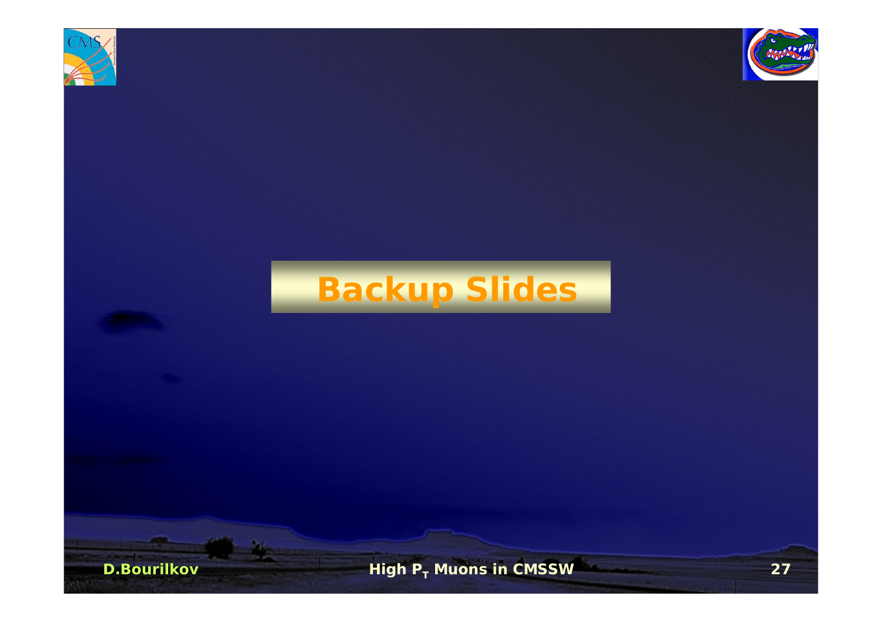# Backup Slides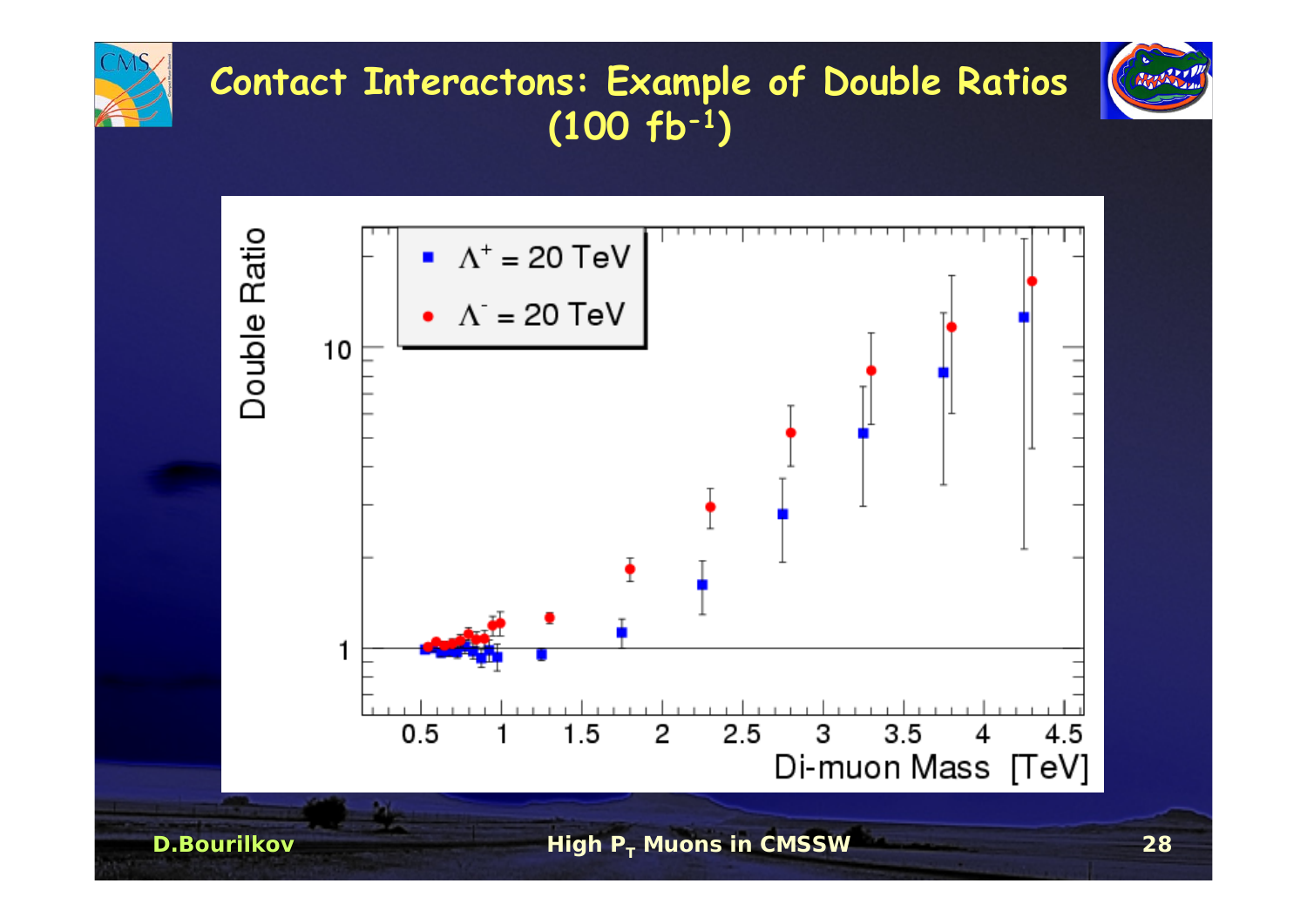# Contact Interactons: Example of Double Ratios (100 fb$^{-1}$)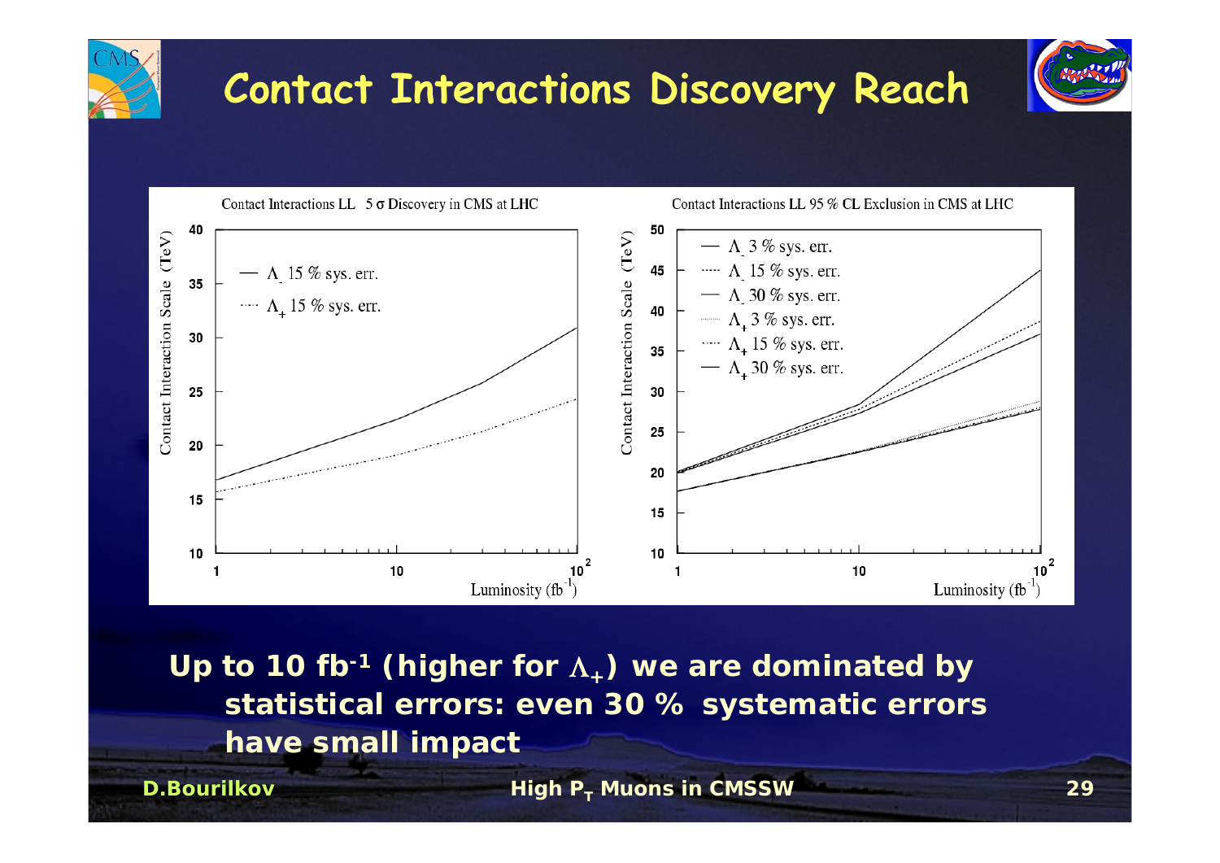# Contact Interactions Discovery Reach

Contact Interactions LL 5 σ Discovery in CMS at LHC

- $\Lambda_-$ 15 % sys. err.
- $\Lambda_+$ 15 % sys. err.

Contact Interaction Scale (TeV) vs. Luminosity ($fb^{-1}$)

Contact Interactions LL 95 % CL Exclusion in CMS at LHC

- $\Lambda_-$ 3 % sys. err.
- $\Lambda_-$ 15 % sys. err.
- $\Lambda_-$ 30 % sys. err.
- $\Lambda_+$ 3 % sys. err.
- $\Lambda_+$ 15 % sys. err.
- $\Lambda_+$ 30 % sys. err.

Contact Interaction Scale (TeV) vs. Luminosity ($fb^{-1}$)

**Up to 10 $fb^{-1}$ (higher for $\Lambda_+$) we are dominated by statistical errors: even 30 % systematic errors have small impact**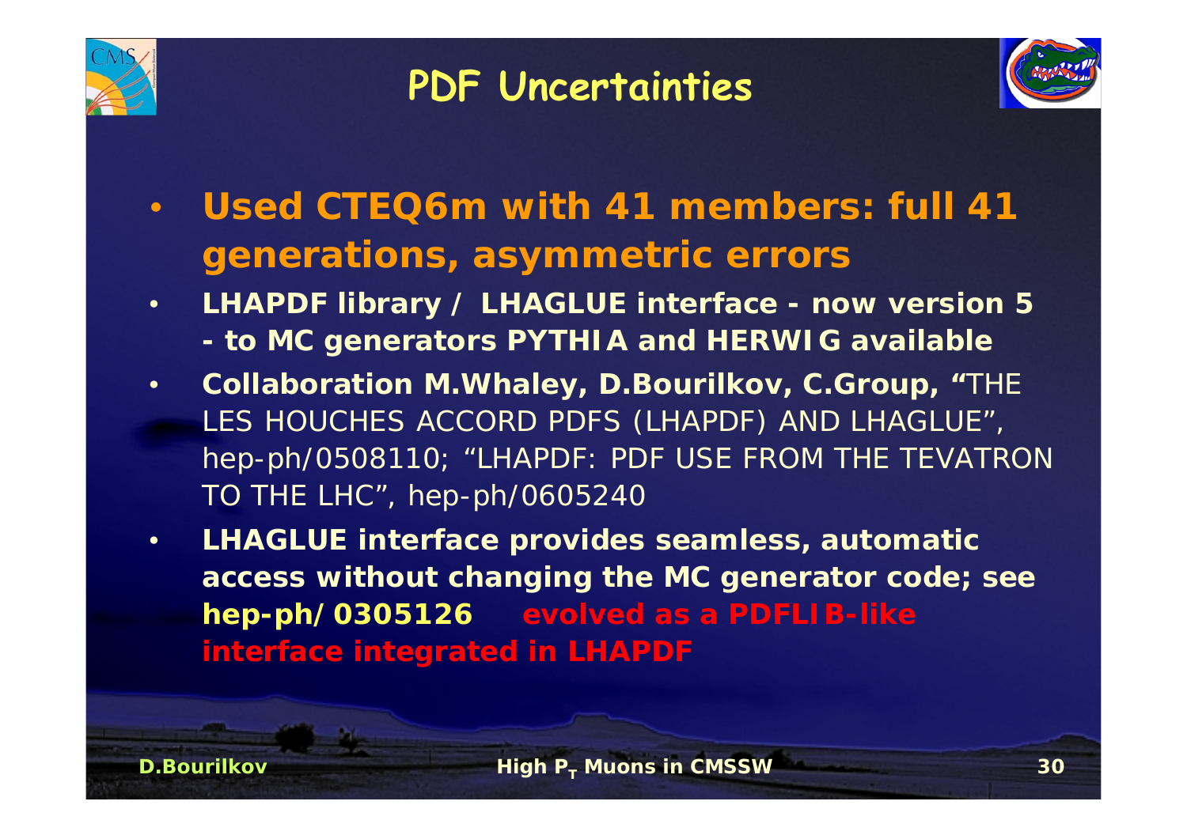# PDF Uncertainties

- **Used CTEQ6m with 41 members: full 41 generations, asymmetric errors**
- **LHAPDF library / LHAGLUE interface - now version 5 - to MC generators PYTHIA and HERWIG available**
- **Collaboration M.Whaley, D.Bourilkov, C.Group, "**THE LES HOUCHES ACCORD PDFS (LHAPDF) AND LHAGLUE", hep-ph/0508110; "LHAPDF: PDF USE FROM THE TEVATRON TO THE LHC", hep-ph/0605240
- **LHAGLUE interface provides seamless, automatic access without changing the MC generator code; see hep-ph/0305126 evolved as a PDFLIB-like interface integrated in LHAPDF**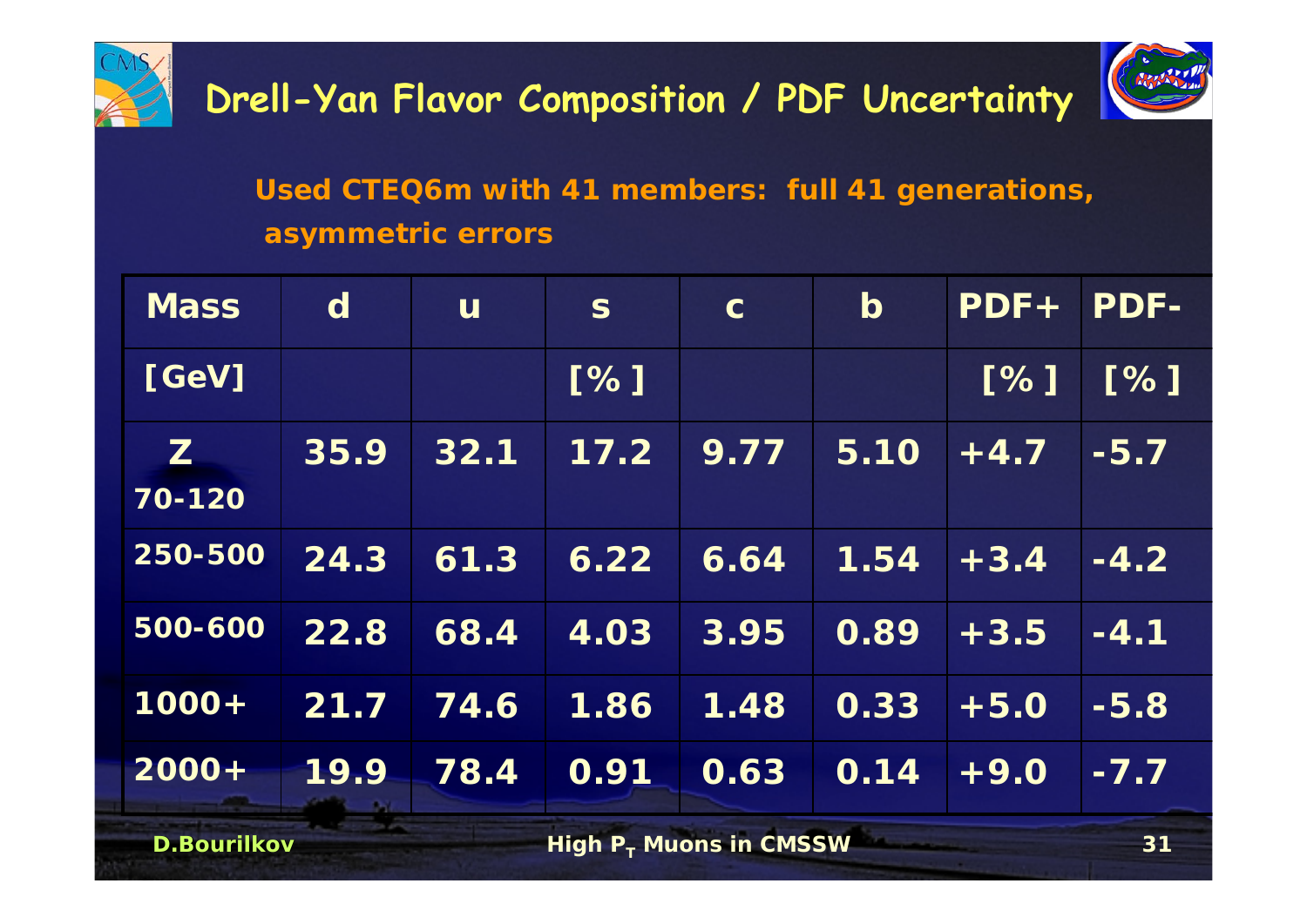# Drell-Yan Flavor Composition / PDF Uncertainty

**Used CTEQ6m with 41 members: full 41 generations, asymmetric errors**

| Mass | d | u | s | c | b | PDF+ | PDF- |
|---|---|---|---|---|---|---|---|
| [GeV] | | | [%] | | | [%] | [%] |
| Z 70-120 | 35.9 | 32.1 | 17.2 | 9.77 | 5.10 | +4.7 | -5.7 |
| 250-500 | 24.3 | 61.3 | 6.22 | 6.64 | 1.54 | +3.4 | -4.2 |
| 500-600 | 22.8 | 68.4 | 4.03 | 3.95 | 0.89 | +3.5 | -4.1 |
| 1000+ | 21.7 | 74.6 | 1.86 | 1.48 | 0.33 | +5.0 | -5.8 |
| 2000+ | 19.9 | 78.4 | 0.91 | 0.63 | 0.14 | +9.0 | -7.7 |